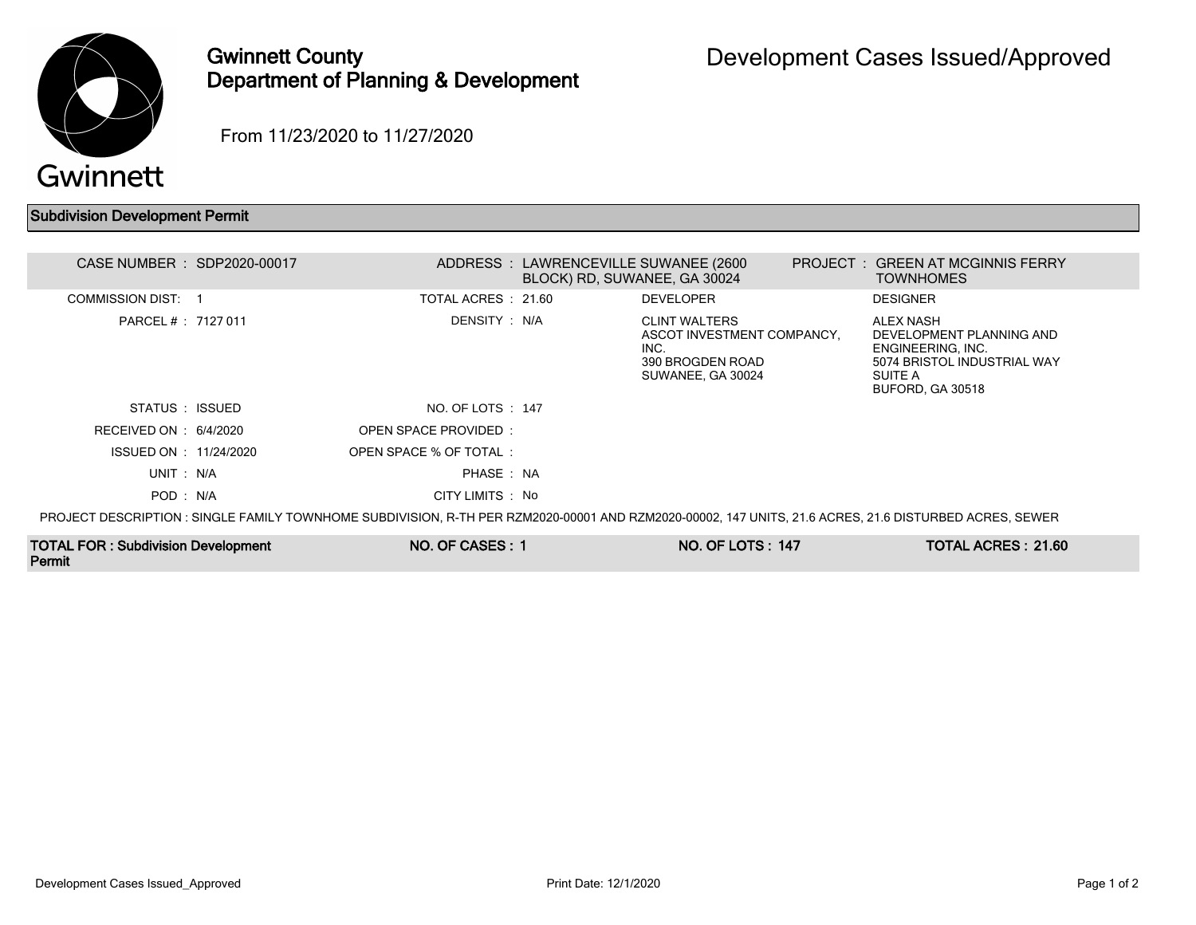# Gwinnett County Department of Planning & Development

## Development Cases Issued/Approved

From 11/23/2020 to 11/27/2020

### Subdivision Development Permit

| | | | | | |
|---|---|---|---|---|---|
| CASE NUMBER : | SDP2020-00017 | ADDRESS : | LAWRENCEVILLE SUWANEE (2600 BLOCK) RD, SUWANEE, GA 30024 | PROJECT : | GREEN AT MCGINNIS FERRY TOWNHOMES |
| COMMISSION DIST: | 1 | TOTAL ACRES : | 21.60 | DEVELOPER | DESIGNER |
| PARCEL # : | 7127 011 | DENSITY : | N/A | CLINT WALTERS<br>ASCOT INVESTMENT COMPANY, INC.<br>390 BROGDEN ROAD<br>SUWANEE, GA 30024 | ALEX NASH<br>DEVELOPMENT PLANNING AND ENGINEERING, INC.<br>5074 BRISTOL INDUSTRIAL WAY<br>SUITE A<br>BUFORD, GA 30518 |
| STATUS : | ISSUED | NO. OF LOTS : | 147 | | |
| RECEIVED ON : | 6/4/2020 | OPEN SPACE PROVIDED : | | | |
| ISSUED ON : | 11/24/2020 | OPEN SPACE % OF TOTAL : | | | |
| UNIT : | N/A | PHASE : | NA | | |
| POD : | N/A | CITY LIMITS : | No | | |

PROJECT DESCRIPTION : SINGLE FAMILY TOWNHOME SUBDIVISION, R-TH PER RZM2020-00001 AND RZM2020-00002, 147 UNITS, 21.6 ACRES, 21.6 DISTURBED ACRES, SEWER

| TOTAL FOR : Subdivision Development Permit | NO. OF CASES : 1 | NO. OF LOTS : 147 | TOTAL ACRES : 21.60 |
|---|---|---|---|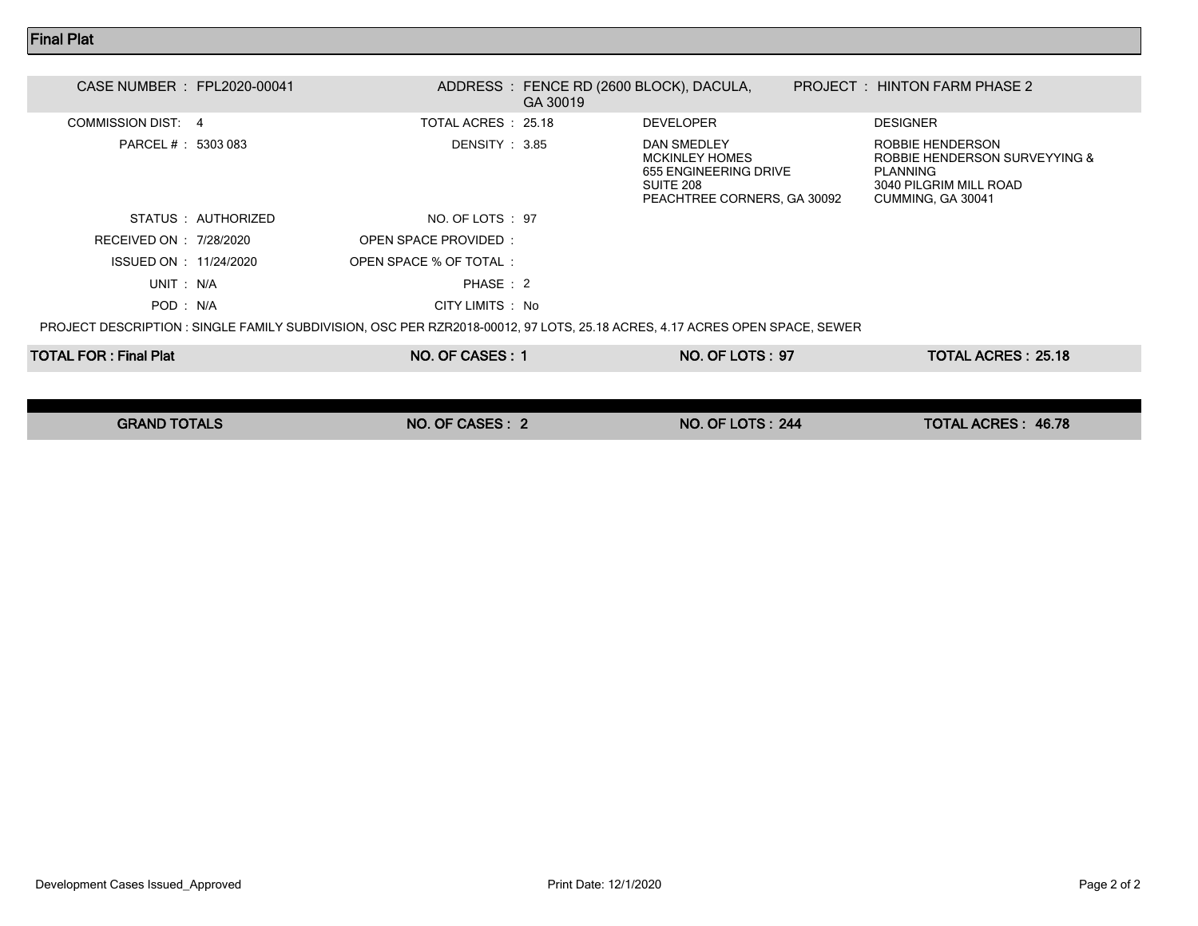## Final Plat

| | | | | | | | |
|---|---|---|---|---|---|---|---|
| CASE NUMBER : | FPL2020-00041 | ADDRESS : | FENCE RD (2600 BLOCK), DACULA, GA 30019 | | | PROJECT : | HINTON FARM PHASE 2 |
| COMMISSION DIST: | 4 | TOTAL ACRES : | 25.18 | DEVELOPER | | DESIGNER | |
| PARCEL # : | 5303 083 | DENSITY : | 3.85 | DAN SMEDLEY<br>MCKINLEY HOMES<br>655 ENGINEERING DRIVE<br>SUITE 208<br>PEACHTREE CORNERS, GA 30092 | | ROBBIE HENDERSON<br>ROBBIE HENDERSON SURVEYYING & PLANNING<br>3040 PILGRIM MILL ROAD<br>CUMMING, GA 30041 | |
| STATUS : | AUTHORIZED | NO. OF LOTS : | 97 | | | | |
| RECEIVED ON : | 7/28/2020 | OPEN SPACE PROVIDED : | | | | | |
| ISSUED ON : | 11/24/2020 | OPEN SPACE % OF TOTAL : | | | | | |
| UNIT : | N/A | PHASE : | 2 | | | | |
| POD : | N/A | CITY LIMITS : | No | | | | |

PROJECT DESCRIPTION : SINGLE FAMILY SUBDIVISION, OSC PER RZR2018-00012, 97 LOTS, 25.18 ACRES, 4.17 ACRES OPEN SPACE, SEWER

| | | | |
|---|---|---|---|
| **TOTAL FOR : Final Plat** | **NO. OF CASES : 1** | **NO. OF LOTS : 97** | **TOTAL ACRES : 25.18** |

| | | | |
|---|---|---|---|
| **GRAND TOTALS** | **NO. OF CASES : 2** | **NO. OF LOTS : 244** | **TOTAL ACRES : 46.78** |

Development Cases Issued_Approved

Print Date: 12/1/2020